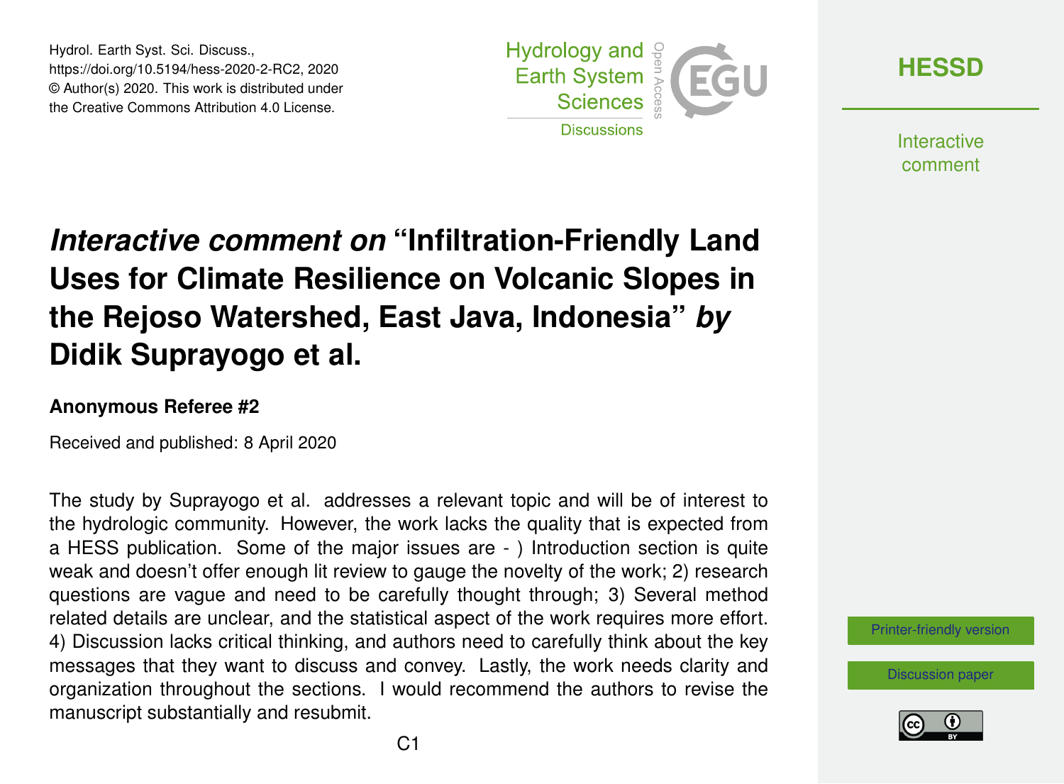# *Interactive comment on* "Infiltration-Friendly Land Uses for Climate Resilience on Volcanic Slopes in the Rejoso Watershed, East Java, Indonesia" *by* Didik Suprayogo et al.

**Anonymous Referee #2**

Received and published: 8 April 2020

The study by Suprayogo et al. addresses a relevant topic and will be of interest to the hydrologic community. However, the work lacks the quality that is expected from a HESS publication. Some of the major issues are - ) Introduction section is quite weak and doesn't offer enough lit review to gauge the novelty of the work; 2) research questions are vague and need to be carefully thought through; 3) Several method related details are unclear, and the statistical aspect of the work requires more effort. 4) Discussion lacks critical thinking, and authors need to carefully think about the key messages that they want to discuss and convey. Lastly, the work needs clarity and organization throughout the sections. I would recommend the authors to revise the manuscript substantially and resubmit.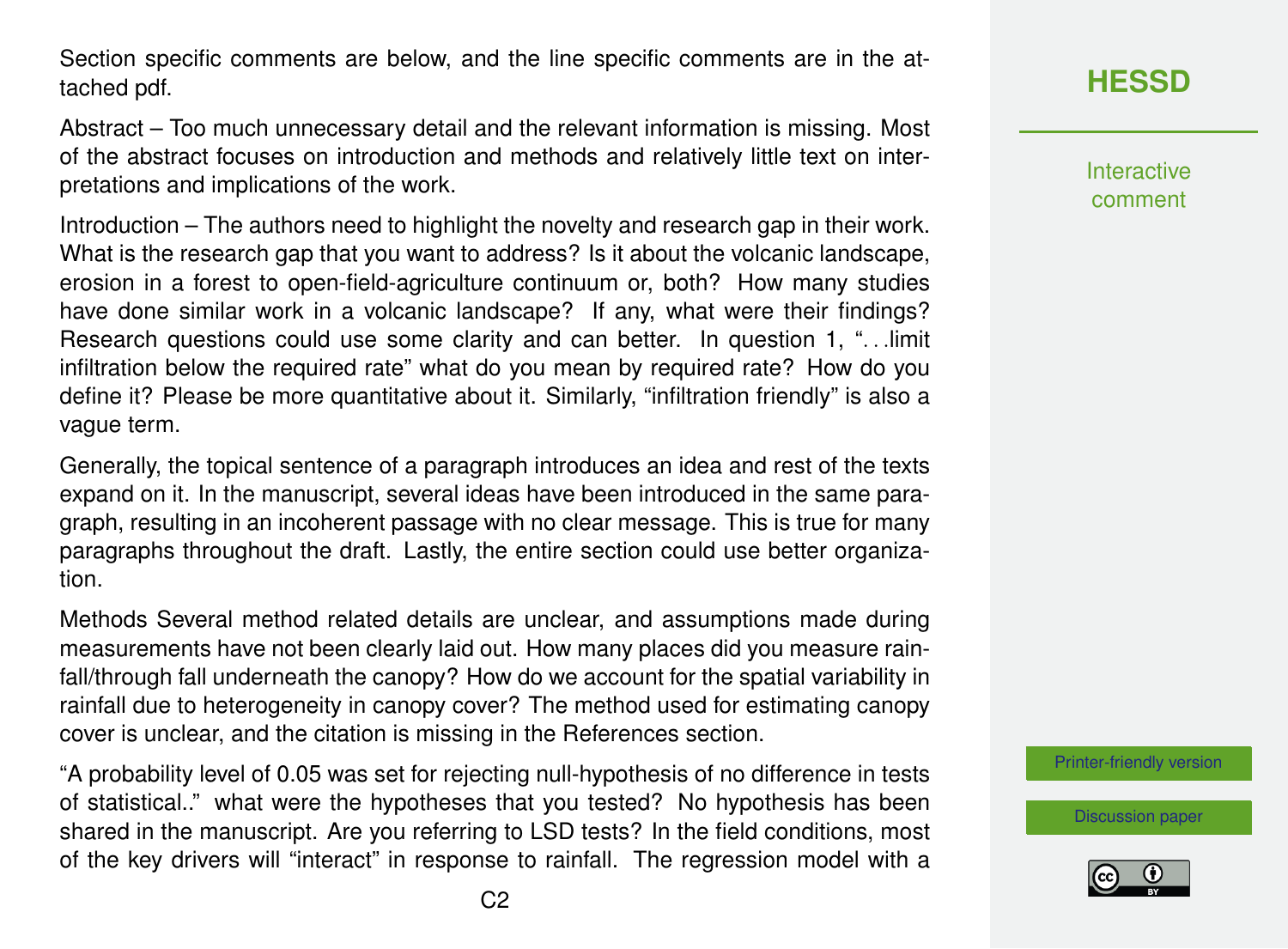Section specific comments are below, and the line specific comments are in the attached pdf.

Abstract – Too much unnecessary detail and the relevant information is missing. Most of the abstract focuses on introduction and methods and relatively little text on interpretations and implications of the work.

Introduction – The authors need to highlight the novelty and research gap in their work. What is the research gap that you want to address? Is it about the volcanic landscape, erosion in a forest to open-field-agriculture continuum or, both? How many studies have done similar work in a volcanic landscape? If any, what were their findings? Research questions could use some clarity and can better. In question 1, "…limit infiltration below the required rate" what do you mean by required rate? How do you define it? Please be more quantitative about it. Similarly, "infiltration friendly" is also a vague term.

Generally, the topical sentence of a paragraph introduces an idea and rest of the texts expand on it. In the manuscript, several ideas have been introduced in the same paragraph, resulting in an incoherent passage with no clear message. This is true for many paragraphs throughout the draft. Lastly, the entire section could use better organization.

Methods Several method related details are unclear, and assumptions made during measurements have not been clearly laid out. How many places did you measure rainfall/through fall underneath the canopy? How do we account for the spatial variability in rainfall due to heterogeneity in canopy cover? The method used for estimating canopy cover is unclear, and the citation is missing in the References section.

"A probability level of 0.05 was set for rejecting null-hypothesis of no difference in tests of statistical.." what were the hypotheses that you tested? No hypothesis has been shared in the manuscript. Are you referring to LSD tests? In the field conditions, most of the key drivers will "interact" in response to rainfall. The regression model with a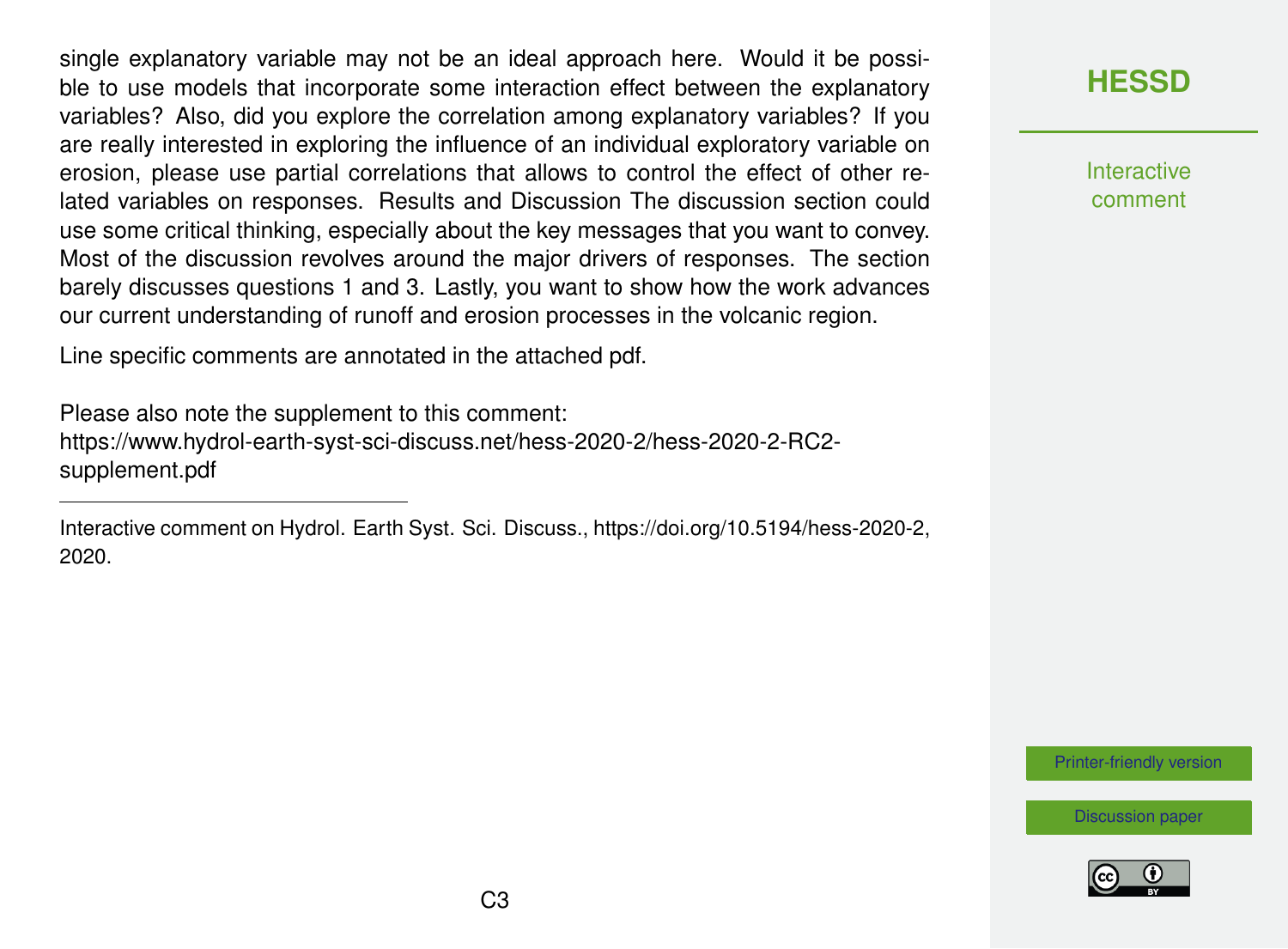single explanatory variable may not be an ideal approach here. Would it be possible to use models that incorporate some interaction effect between the explanatory variables? Also, did you explore the correlation among explanatory variables? If you are really interested in exploring the influence of an individual exploratory variable on erosion, please use partial correlations that allows to control the effect of other related variables on responses. Results and Discussion The discussion section could use some critical thinking, especially about the key messages that you want to convey. Most of the discussion revolves around the major drivers of responses. The section barely discusses questions 1 and 3. Lastly, you want to show how the work advances our current understanding of runoff and erosion processes in the volcanic region.

Line specific comments are annotated in the attached pdf.

Please also note the supplement to this comment:
https://www.hydrol-earth-syst-sci-discuss.net/hess-2020-2/hess-2020-2-RC2-supplement.pdf

---

Interactive comment on Hydrol. Earth Syst. Sci. Discuss., https://doi.org/10.5194/hess-2020-2, 2020.